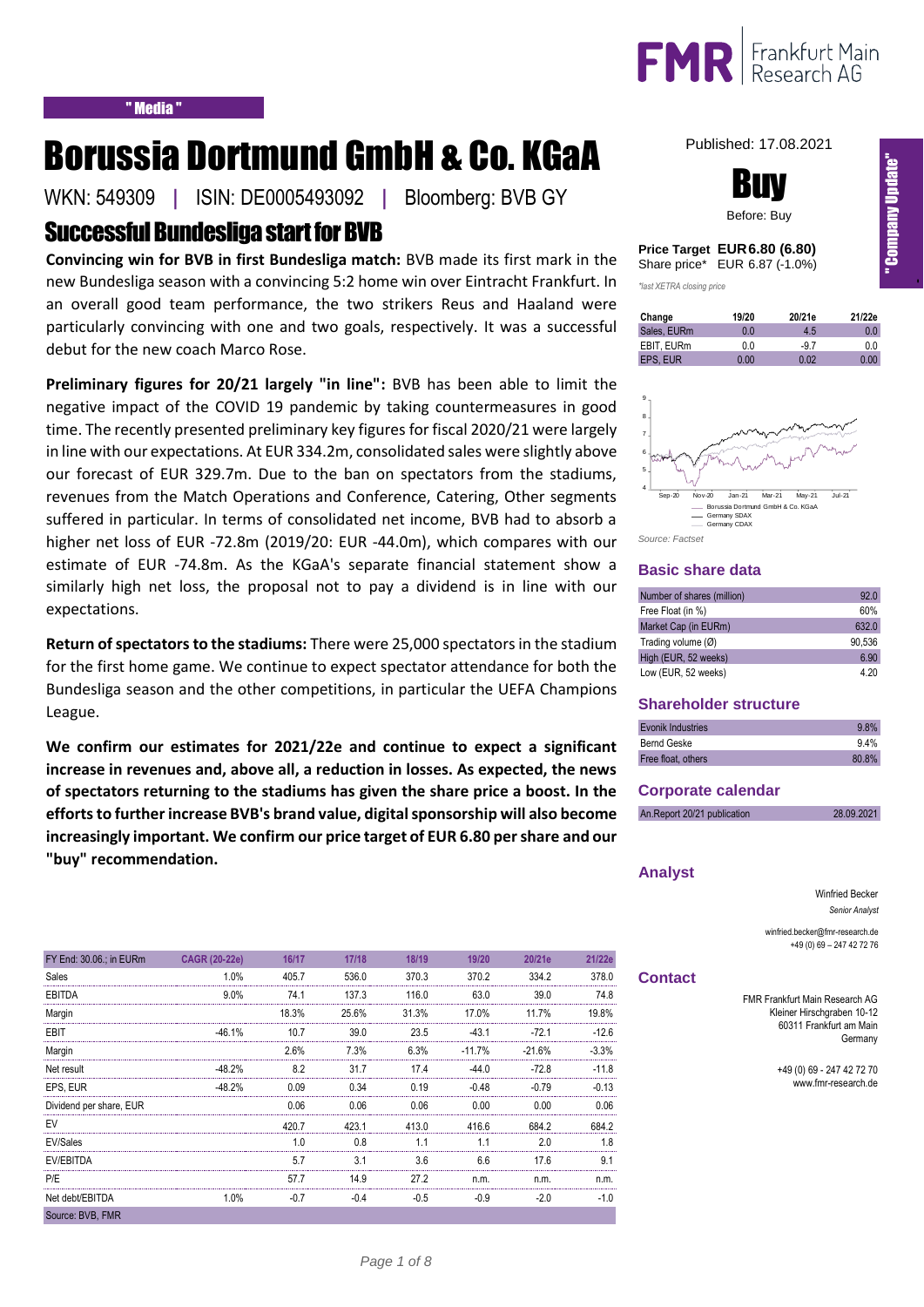" Media "

# Borussia Dortmund GmbH & Co. KGaA

WKN: 549309 | ISIN: DE0005493092 | Bloomberg: BVB GY

## Successful Bundesliga start for BVB

**Convincing win for BVB in first Bundesliga match:** BVB made its first mark in the new Bundesliga season with a convincing 5:2 home win over Eintracht Frankfurt. In an overall good team performance, the two strikers Reus and Haaland were particularly convincing with one and two goals, respectively. It was a successful debut for the new coach Marco Rose.

**Preliminary figures for 20/21 largely "in line":** BVB has been able to limit the negative impact of the COVID 19 pandemic by taking countermeasures in good time. The recently presented preliminary key figures for fiscal 2020/21 were largely in line with our expectations. At EUR 334.2m, consolidated sales were slightly above our forecast of EUR 329.7m. Due to the ban on spectators from the stadiums, revenues from the Match Operations and Conference, Catering, Other segments suffered in particular. In terms of consolidated net income, BVB had to absorb a higher net loss of EUR -72.8m (2019/20: EUR -44.0m), which compares with our estimate of EUR -74.8m. As the KGaA's separate financial statement show a similarly high net loss, the proposal not to pay a dividend is in line with our expectations.

**Return of spectators to the stadiums:** There were 25,000 spectators in the stadium for the first home game. We continue to expect spectator attendance for both the Bundesliga season and the other competitions, in particular the UEFA Champions League.

**We confirm our estimates for 2021/22e and continue to expect a significant increase in revenues and, above all, a reduction in losses. As expected, the news of spectators returning to the stadiums has given the share price a boost. In the efforts to further increase BVB's brand value, digital sponsorship will also become increasingly important. We confirm our price target of EUR 6.80 per share and our "buy" recommendation.**

| FY End: 30.06.; in EURm | CAGR (20-22e) | 16/17 | 17/18 | 18/19 | 19/20 | 20/21e | 21/22e |
|---|---|---|---|---|---|---|---|
| Sales | 1.0% | 405.7 | 536.0 | 370.3 | 370.2 | 334.2 | 378.0 |
| EBITDA | 9.0% | 74.1 | 137.3 | 116.0 | 63.0 | 39.0 | 74.8 |
| Margin | | 18.3% | 25.6% | 31.3% | 17.0% | 11.7% | 19.8% |
| EBIT | -46.1% | 10.7 | 39.0 | 23.5 | -43.1 | -72.1 | -12.6 |
| Margin | | 2.6% | 7.3% | 6.3% | -11.7% | -21.6% | -3.3% |
| Net result | -48.2% | 8.2 | 31.7 | 17.4 | -44.0 | -72.8 | -11.8 |
| EPS, EUR | -48.2% | 0.09 | 0.34 | 0.19 | -0.48 | -0.79 | -0.13 |
| Dividend per share, EUR | | 0.06 | 0.06 | 0.06 | 0.00 | 0.00 | 0.06 |
| EV | | 420.7 | 423.1 | 413.0 | 416.6 | 684.2 | 684.2 |
| EV/Sales | | 1.0 | 0.8 | 1.1 | 1.1 | 2.0 | 1.8 |
| EV/EBITDA | | 5.7 | 3.1 | 3.6 | 6.6 | 17.6 | 9.1 |
| P/E | | 57.7 | 14.9 | 27.2 | n.m. | n.m. | n.m. |
| Net debt/EBITDA | 1.0% | -0.7 | -0.4 | -0.5 | -0.9 | -2.0 | -1.0 |

Source: BVB, FMR

Published: 17.08.2021

"Company Update"

# Buy

Before: Buy

**Price Target EUR 6.80 (6.80)**
Share price* EUR 6.87 (-1.0%)

*last XETRA closing price

| Change | 19/20 | 20/21e | 21/22e |
|---|---|---|---|
| Sales, EURm | 0.0 | 4.5 | 0.0 |
| EBIT, EURm | 0.0 | -9.7 | 0.0 |
| EPS, EUR | 0.00 | 0.02 | 0.00 |

Borussia Dortmund GmbH & Co. KGaA, Germany SDAX, Germany CDAX

Source: Factset

### Basic share data

| | |
|---|---|
| Number of shares (million) | 92.0 |
| Free Float (in %) | 60% |
| Market Cap (in EURm) | 632.0 |
| Trading volume (Ø) | 90,536 |
| High (EUR, 52 weeks) | 6.90 |
| Low (EUR, 52 weeks) | 4.20 |

### Shareholder structure

| | |
|---|---|
| Evonik Industries | 9.8% |
| Bernd Geske | 9.4% |
| Free float, others | 80.8% |

### Corporate calendar

| | |
|---|---|
| An.Report 20/21 publication | 28.09.2021 |

### Analyst

Winfried Becker
*Senior Analyst*

winfried.becker@fmr-research.de
+49 (0) 69 – 247 42 72 76

### Contact

FMR Frankfurt Main Research AG
Kleiner Hirschgraben 10-12
60311 Frankfurt am Main
Germany

+49 (0) 69 - 247 42 72 70
www.fmr-research.de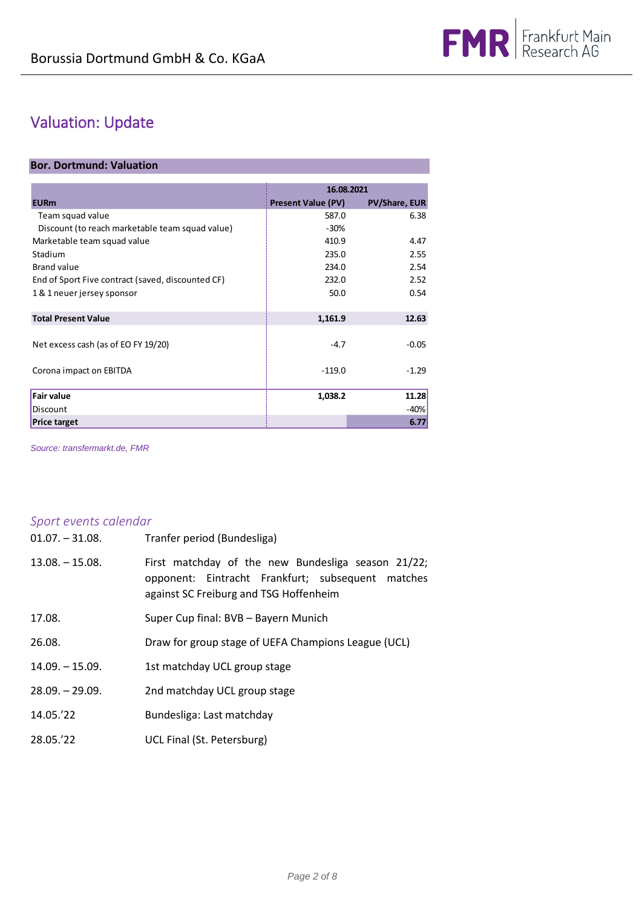## Valuation: Update

**Bor. Dortmund: Valuation**

| | 16.08.2021 | |
|---|---|---|
| **EURm** | **Present Value (PV)** | **PV/Share, EUR** |
| Team squad value | 587.0 | 6.38 |
| Discount (to reach marketable team squad value) | -30% | |
| Marketable team squad value | 410.9 | 4.47 |
| Stadium | 235.0 | 2.55 |
| Brand value | 234.0 | 2.54 |
| End of Sport Five contract (saved, discounted CF) | 232.0 | 2.52 |
| 1 & 1 neuer jersey sponsor | 50.0 | 0.54 |
| **Total Present Value** | **1,161.9** | **12.63** |
| Net excess cash (as of EO FY 19/20) | -4.7 | -0.05 |
| Corona impact on EBITDA | -119.0 | -1.29 |
| **Fair value** | **1,038.2** | **11.28** |
| Discount | | -40% |
| **Price target** | | **6.77** |

*Source: transfermarkt.de, FMR*

### *Sport events calendar*

| | |
|---|---|
| 01.07. – 31.08. | Tranfer period (Bundesliga) |
| 13.08. – 15.08. | First matchday of the new Bundesliga season 21/22; opponent: Eintracht Frankfurt; subsequent matches against SC Freiburg and TSG Hoffenheim |
| 17.08. | Super Cup final: BVB – Bayern Munich |
| 26.08. | Draw for group stage of UEFA Champions League (UCL) |
| 14.09. – 15.09. | 1st matchday UCL group stage |
| 28.09. – 29.09. | 2nd matchday UCL group stage |
| 14.05.’22 | Bundesliga: Last matchday |
| 28.05.’22 | UCL Final (St. Petersburg) |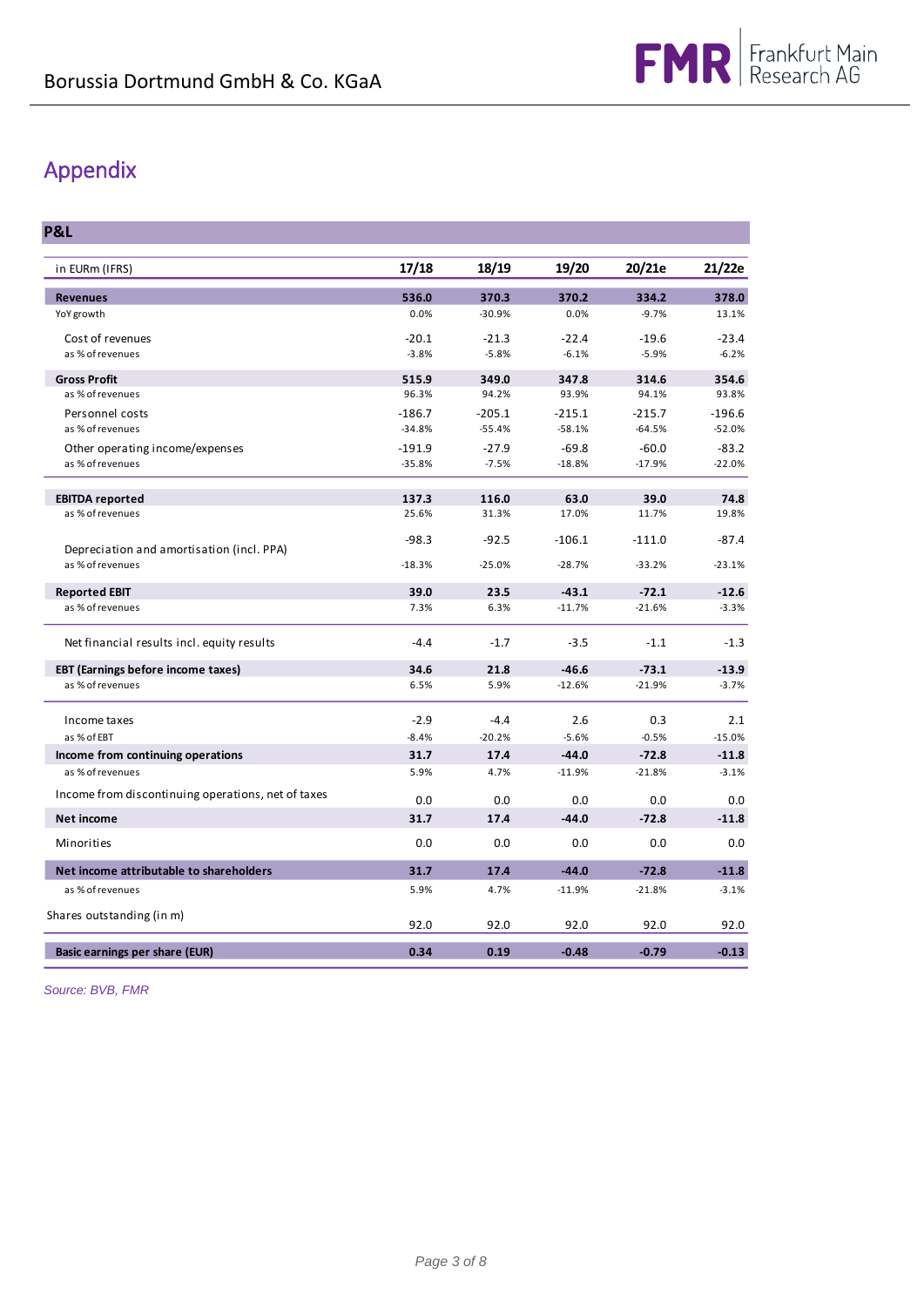# Appendix

## P&L

| in EURm (IFRS) | 17/18 | 18/19 | 19/20 | 20/21e | 21/22e |
|---|---|---|---|---|---|
| **Revenues** | **536.0** | **370.3** | **370.2** | **334.2** | **378.0** |
| YoY growth | 0.0% | -30.9% | 0.0% | -9.7% | 13.1% |
| Cost of revenues | -20.1 | -21.3 | -22.4 | -19.6 | -23.4 |
| as % of revenues | -3.8% | -5.8% | -6.1% | -5.9% | -6.2% |
| **Gross Profit** | **515.9** | **349.0** | **347.8** | **314.6** | **354.6** |
| as % of revenues | 96.3% | 94.2% | 93.9% | 94.1% | 93.8% |
| Personnel costs | -186.7 | -205.1 | -215.1 | -215.7 | -196.6 |
| as % of revenues | -34.8% | -55.4% | -58.1% | -64.5% | -52.0% |
| Other operating income/expenses | -191.9 | -27.9 | -69.8 | -60.0 | -83.2 |
| as % of revenues | -35.8% | -7.5% | -18.8% | -17.9% | -22.0% |
| **EBITDA reported** | **137.3** | **116.0** | **63.0** | **39.0** | **74.8** |
| as % of revenues | 25.6% | 31.3% | 17.0% | 11.7% | 19.8% |
| Depreciation and amortisation (incl. PPA) | -98.3 | -92.5 | -106.1 | -111.0 | -87.4 |
| as % of revenues | -18.3% | -25.0% | -28.7% | -33.2% | -23.1% |
| **Reported EBIT** | **39.0** | **23.5** | **-43.1** | **-72.1** | **-12.6** |
| as % of revenues | 7.3% | 6.3% | -11.7% | -21.6% | -3.3% |
| Net financial results incl. equity results | -4.4 | -1.7 | -3.5 | -1.1 | -1.3 |
| **EBT (Earnings before income taxes)** | **34.6** | **21.8** | **-46.6** | **-73.1** | **-13.9** |
| as % of revenues | 6.5% | 5.9% | -12.6% | -21.9% | -3.7% |
| Income taxes | -2.9 | -4.4 | 2.6 | 0.3 | 2.1 |
| as % of EBT | -8.4% | -20.2% | -5.6% | -0.5% | -15.0% |
| **Income from continuing operations** | **31.7** | **17.4** | **-44.0** | **-72.8** | **-11.8** |
| as % of revenues | 5.9% | 4.7% | -11.9% | -21.8% | -3.1% |
| Income from discontinuing operations, net of taxes | 0.0 | 0.0 | 0.0 | 0.0 | 0.0 |
| **Net income** | **31.7** | **17.4** | **-44.0** | **-72.8** | **-11.8** |
| Minorities | 0.0 | 0.0 | 0.0 | 0.0 | 0.0 |
| **Net income attributable to shareholders** | **31.7** | **17.4** | **-44.0** | **-72.8** | **-11.8** |
| as % of revenues | 5.9% | 4.7% | -11.9% | -21.8% | -3.1% |
| Shares outstanding (in m) | 92.0 | 92.0 | 92.0 | 92.0 | 92.0 |
| **Basic earnings per share (EUR)** | **0.34** | **0.19** | **-0.48** | **-0.79** | **-0.13** |

*Source: BVB, FMR*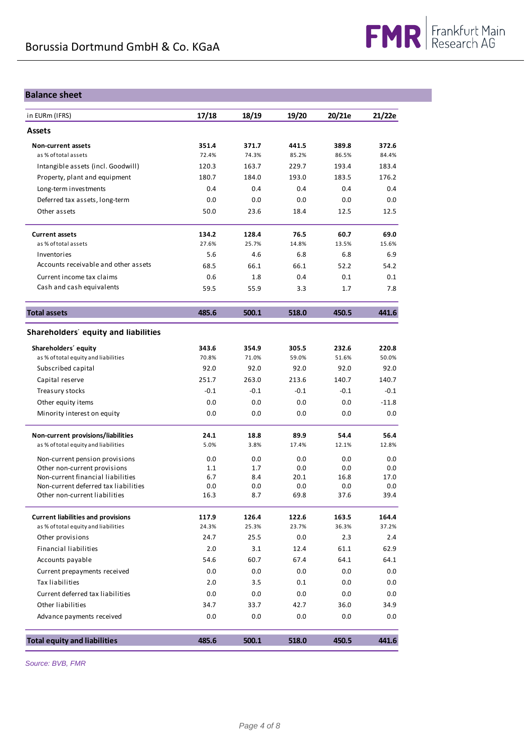## Balance sheet

| in EURm (IFRS) | 17/18 | 18/19 | 19/20 | 20/21e | 21/22e |
|---|---|---|---|---|---|
| **Assets** | | | | | |
| **Non-current assets** | **351.4** | **371.7** | **441.5** | **389.8** | **372.6** |
| as % of total assets | 72.4% | 74.3% | 85.2% | 86.5% | 84.4% |
| Intangible assets (incl. Goodwill) | 120.3 | 163.7 | 229.7 | 193.4 | 183.4 |
| Property, plant and equipment | 180.7 | 184.0 | 193.0 | 183.5 | 176.2 |
| Long-term investments | 0.4 | 0.4 | 0.4 | 0.4 | 0.4 |
| Deferred tax assets, long-term | 0.0 | 0.0 | 0.0 | 0.0 | 0.0 |
| Other assets | 50.0 | 23.6 | 18.4 | 12.5 | 12.5 |
| **Current assets** | **134.2** | **128.4** | **76.5** | **60.7** | **69.0** |
| as % of total assets | 27.6% | 25.7% | 14.8% | 13.5% | 15.6% |
| Inventories | 5.6 | 4.6 | 6.8 | 6.8 | 6.9 |
| Accounts receivable and other assets | 68.5 | 66.1 | 66.1 | 52.2 | 54.2 |
| Current income tax claims | 0.6 | 1.8 | 0.4 | 0.1 | 0.1 |
| Cash and cash equivalents | 59.5 | 55.9 | 3.3 | 1.7 | 7.8 |
| **Total assets** | **485.6** | **500.1** | **518.0** | **450.5** | **441.6** |
| **Shareholders´ equity and liabilities** | | | | | |
| **Shareholders´ equity** | **343.6** | **354.9** | **305.5** | **232.6** | **220.8** |
| as % of total equity and liabilities | 70.8% | 71.0% | 59.0% | 51.6% | 50.0% |
| Subscribed capital | 92.0 | 92.0 | 92.0 | 92.0 | 92.0 |
| Capital reserve | 251.7 | 263.0 | 213.6 | 140.7 | 140.7 |
| Treasury stocks | -0.1 | -0.1 | -0.1 | -0.1 | -0.1 |
| Other equity items | 0.0 | 0.0 | 0.0 | 0.0 | -11.8 |
| Minority interest on equity | 0.0 | 0.0 | 0.0 | 0.0 | 0.0 |
| **Non-current provisions/liabilities** | **24.1** | **18.8** | **89.9** | **54.4** | **56.4** |
| as % of total equity and liabilities | 5.0% | 3.8% | 17.4% | 12.1% | 12.8% |
| Non-current pension provisions | 0.0 | 0.0 | 0.0 | 0.0 | 0.0 |
| Other non-current provisions | 1.1 | 1.7 | 0.0 | 0.0 | 0.0 |
| Non-current financial liabilities | 6.7 | 8.4 | 20.1 | 16.8 | 17.0 |
| Non-current deferred tax liabilities | 0.0 | 0.0 | 0.0 | 0.0 | 0.0 |
| Other non-current liabilities | 16.3 | 8.7 | 69.8 | 37.6 | 39.4 |
| **Current liabilities and provisions** | **117.9** | **126.4** | **122.6** | **163.5** | **164.4** |
| as % of total equity and liabilities | 24.3% | 25.3% | 23.7% | 36.3% | 37.2% |
| Other provisions | 24.7 | 25.5 | 0.0 | 2.3 | 2.4 |
| Financial liabilities | 2.0 | 3.1 | 12.4 | 61.1 | 62.9 |
| Accounts payable | 54.6 | 60.7 | 67.4 | 64.1 | 64.1 |
| Current prepayments received | 0.0 | 0.0 | 0.0 | 0.0 | 0.0 |
| Tax liabilities | 2.0 | 3.5 | 0.1 | 0.0 | 0.0 |
| Current deferred tax liabilities | 0.0 | 0.0 | 0.0 | 0.0 | 0.0 |
| Other liabilities | 34.7 | 33.7 | 42.7 | 36.0 | 34.9 |
| Advance payments received | 0.0 | 0.0 | 0.0 | 0.0 | 0.0 |
| **Total equity and liabilities** | **485.6** | **500.1** | **518.0** | **450.5** | **441.6** |

*Source: BVB, FMR*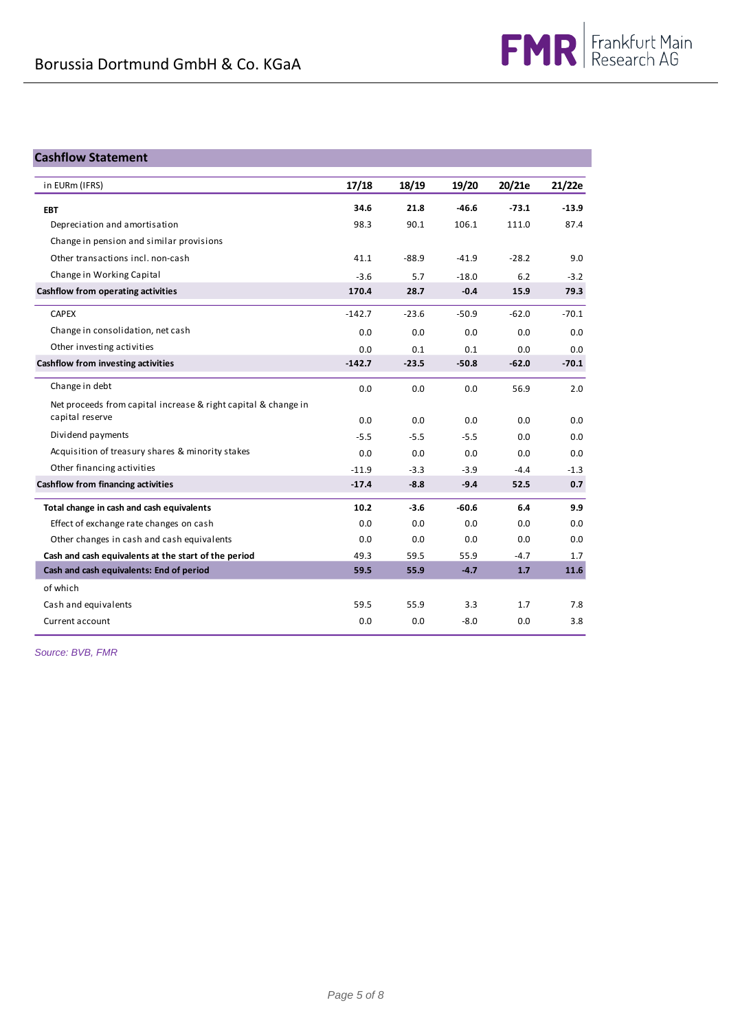## Cashflow Statement

| in EURm (IFRS) | 17/18 | 18/19 | 19/20 | 20/21e | 21/22e |
|---|---|---|---|---|---|
| **EBT** | **34.6** | **21.8** | **-46.6** | **-73.1** | **-13.9** |
| Depreciation and amortisation | 98.3 | 90.1 | 106.1 | 111.0 | 87.4 |
| Change in pension and similar provisions | | | | | |
| Other transactions incl. non-cash | 41.1 | -88.9 | -41.9 | -28.2 | 9.0 |
| Change in Working Capital | -3.6 | 5.7 | -18.0 | 6.2 | -3.2 |
| **Cashflow from operating activities** | **170.4** | **28.7** | **-0.4** | **15.9** | **79.3** |
| CAPEX | -142.7 | -23.6 | -50.9 | -62.0 | -70.1 |
| Change in consolidation, net cash | 0.0 | 0.0 | 0.0 | 0.0 | 0.0 |
| Other investing activities | 0.0 | 0.1 | 0.1 | 0.0 | 0.0 |
| **Cashflow from investing activities** | **-142.7** | **-23.5** | **-50.8** | **-62.0** | **-70.1** |
| Change in debt | 0.0 | 0.0 | 0.0 | 56.9 | 2.0 |
| Net proceeds from capital increase & right capital & change in capital reserve | 0.0 | 0.0 | 0.0 | 0.0 | 0.0 |
| Dividend payments | -5.5 | -5.5 | -5.5 | 0.0 | 0.0 |
| Acquisition of treasury shares & minority stakes | 0.0 | 0.0 | 0.0 | 0.0 | 0.0 |
| Other financing activities | -11.9 | -3.3 | -3.9 | -4.4 | -1.3 |
| **Cashflow from financing activities** | **-17.4** | **-8.8** | **-9.4** | **52.5** | **0.7** |
| **Total change in cash and cash equivalents** | **10.2** | **-3.6** | **-60.6** | **6.4** | **9.9** |
| Effect of exchange rate changes on cash | 0.0 | 0.0 | 0.0 | 0.0 | 0.0 |
| Other changes in cash and cash equivalents | 0.0 | 0.0 | 0.0 | 0.0 | 0.0 |
| **Cash and cash equivalents at the start of the period** | 49.3 | 59.5 | 55.9 | -4.7 | 1.7 |
| **Cash and cash equivalents: End of period** | **59.5** | **55.9** | **-4.7** | **1.7** | **11.6** |
| of which | | | | | |
| Cash and equivalents | 59.5 | 55.9 | 3.3 | 1.7 | 7.8 |
| Current account | 0.0 | 0.0 | -8.0 | 0.0 | 3.8 |

*Source: BVB, FMR*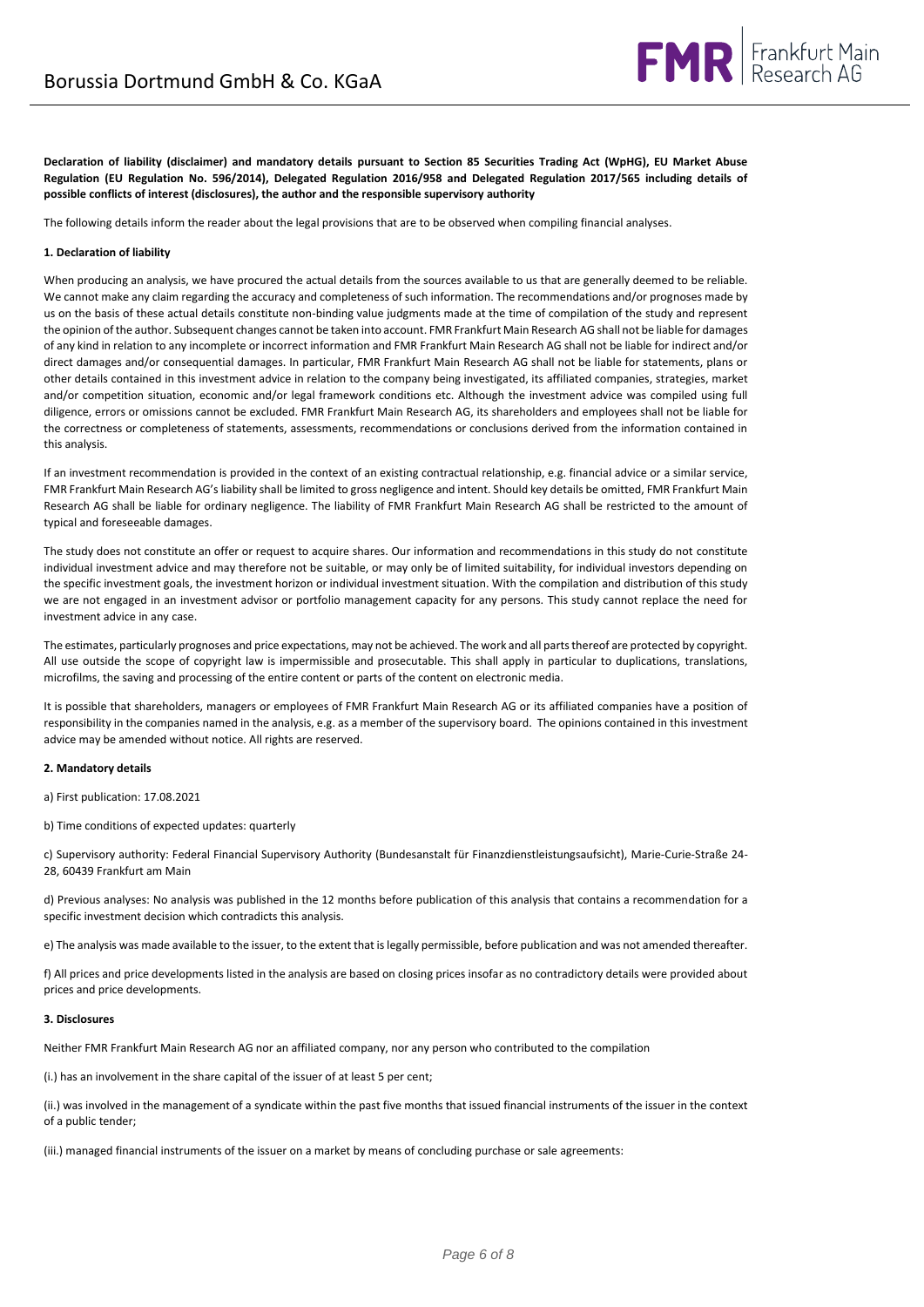**Declaration of liability (disclaimer) and mandatory details pursuant to Section 85 Securities Trading Act (WpHG), EU Market Abuse Regulation (EU Regulation No. 596/2014), Delegated Regulation 2016/958 and Delegated Regulation 2017/565 including details of possible conflicts of interest (disclosures), the author and the responsible supervisory authority**

The following details inform the reader about the legal provisions that are to be observed when compiling financial analyses.

**1. Declaration of liability**

When producing an analysis, we have procured the actual details from the sources available to us that are generally deemed to be reliable. We cannot make any claim regarding the accuracy and completeness of such information. The recommendations and/or prognoses made by us on the basis of these actual details constitute non-binding value judgments made at the time of compilation of the study and represent the opinion of the author. Subsequent changes cannot be taken into account. FMR Frankfurt Main Research AG shall not be liable for damages of any kind in relation to any incomplete or incorrect information and FMR Frankfurt Main Research AG shall not be liable for indirect and/or direct damages and/or consequential damages. In particular, FMR Frankfurt Main Research AG shall not be liable for statements, plans or other details contained in this investment advice in relation to the company being investigated, its affiliated companies, strategies, market and/or competition situation, economic and/or legal framework conditions etc. Although the investment advice was compiled using full diligence, errors or omissions cannot be excluded. FMR Frankfurt Main Research AG, its shareholders and employees shall not be liable for the correctness or completeness of statements, assessments, recommendations or conclusions derived from the information contained in this analysis.

If an investment recommendation is provided in the context of an existing contractual relationship, e.g. financial advice or a similar service, FMR Frankfurt Main Research AG's liability shall be limited to gross negligence and intent. Should key details be omitted, FMR Frankfurt Main Research AG shall be liable for ordinary negligence. The liability of FMR Frankfurt Main Research AG shall be restricted to the amount of typical and foreseeable damages.

The study does not constitute an offer or request to acquire shares. Our information and recommendations in this study do not constitute individual investment advice and may therefore not be suitable, or may only be of limited suitability, for individual investors depending on the specific investment goals, the investment horizon or individual investment situation. With the compilation and distribution of this study we are not engaged in an investment advisor or portfolio management capacity for any persons. This study cannot replace the need for investment advice in any case.

The estimates, particularly prognoses and price expectations, may not be achieved. The work and all parts thereof are protected by copyright. All use outside the scope of copyright law is impermissible and prosecutable. This shall apply in particular to duplications, translations, microfilms, the saving and processing of the entire content or parts of the content on electronic media.

It is possible that shareholders, managers or employees of FMR Frankfurt Main Research AG or its affiliated companies have a position of responsibility in the companies named in the analysis, e.g. as a member of the supervisory board. The opinions contained in this investment advice may be amended without notice. All rights are reserved.

**2. Mandatory details**

a) First publication: 17.08.2021

b) Time conditions of expected updates: quarterly

c) Supervisory authority: Federal Financial Supervisory Authority (Bundesanstalt für Finanzdienstleistungsaufsicht), Marie-Curie-Straße 24-28, 60439 Frankfurt am Main

d) Previous analyses: No analysis was published in the 12 months before publication of this analysis that contains a recommendation for a specific investment decision which contradicts this analysis.

e) The analysis was made available to the issuer, to the extent that is legally permissible, before publication and was not amended thereafter.

f) All prices and price developments listed in the analysis are based on closing prices insofar as no contradictory details were provided about prices and price developments.

**3. Disclosures**

Neither FMR Frankfurt Main Research AG nor an affiliated company, nor any person who contributed to the compilation

(i.) has an involvement in the share capital of the issuer of at least 5 per cent;

(ii.) was involved in the management of a syndicate within the past five months that issued financial instruments of the issuer in the context of a public tender;

(iii.) managed financial instruments of the issuer on a market by means of concluding purchase or sale agreements: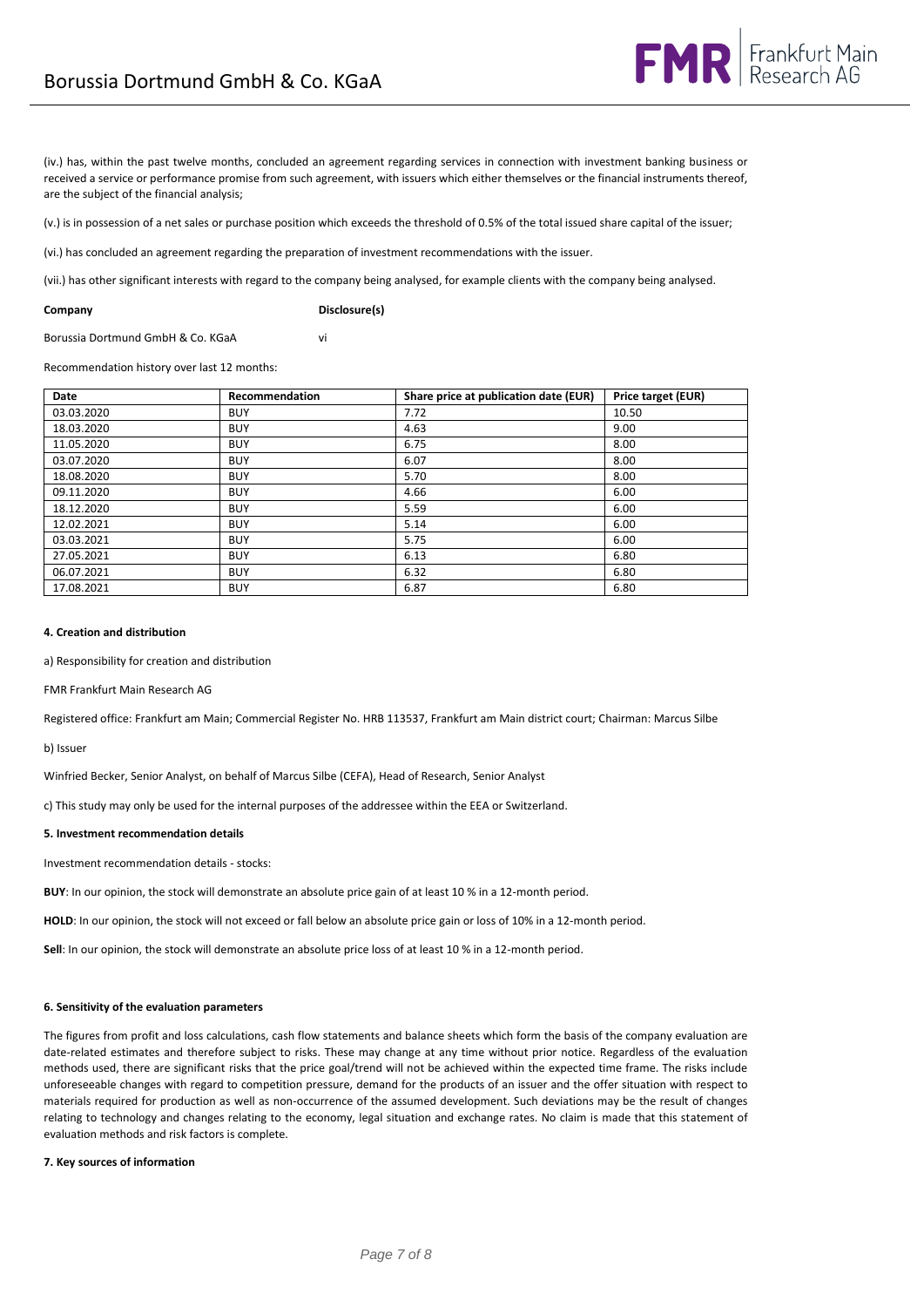(iv.) has, within the past twelve months, concluded an agreement regarding services in connection with investment banking business or received a service or performance promise from such agreement, with issuers which either themselves or the financial instruments thereof, are the subject of the financial analysis;

(v.) is in possession of a net sales or purchase position which exceeds the threshold of 0.5% of the total issued share capital of the issuer;

(vi.) has concluded an agreement regarding the preparation of investment recommendations with the issuer.

(vii.) has other significant interests with regard to the company being analysed, for example clients with the company being analysed.

| **Company** | **Disclosure(s)** |
|---|---|
| Borussia Dortmund GmbH & Co. KGaA | vi |

Recommendation history over last 12 months:

| Date | Recommendation | Share price at publication date (EUR) | Price target (EUR) |
|---|---|---|---|
| 03.03.2020 | BUY | 7.72 | 10.50 |
| 18.03.2020 | BUY | 4.63 | 9.00 |
| 11.05.2020 | BUY | 6.75 | 8.00 |
| 03.07.2020 | BUY | 6.07 | 8.00 |
| 18.08.2020 | BUY | 5.70 | 8.00 |
| 09.11.2020 | BUY | 4.66 | 6.00 |
| 18.12.2020 | BUY | 5.59 | 6.00 |
| 12.02.2021 | BUY | 5.14 | 6.00 |
| 03.03.2021 | BUY | 5.75 | 6.00 |
| 27.05.2021 | BUY | 6.13 | 6.80 |
| 06.07.2021 | BUY | 6.32 | 6.80 |
| 17.08.2021 | BUY | 6.87 | 6.80 |

**4. Creation and distribution**

a) Responsibility for creation and distribution

FMR Frankfurt Main Research AG

Registered office: Frankfurt am Main; Commercial Register No. HRB 113537, Frankfurt am Main district court; Chairman: Marcus Silbe

b) Issuer

Winfried Becker, Senior Analyst, on behalf of Marcus Silbe (CEFA), Head of Research, Senior Analyst

c) This study may only be used for the internal purposes of the addressee within the EEA or Switzerland.

**5. Investment recommendation details**

Investment recommendation details - stocks:

**BUY**: In our opinion, the stock will demonstrate an absolute price gain of at least 10 % in a 12-month period.

**HOLD**: In our opinion, the stock will not exceed or fall below an absolute price gain or loss of 10% in a 12-month period.

**Sell**: In our opinion, the stock will demonstrate an absolute price loss of at least 10 % in a 12-month period.

**6. Sensitivity of the evaluation parameters**

The figures from profit and loss calculations, cash flow statements and balance sheets which form the basis of the company evaluation are date-related estimates and therefore subject to risks. These may change at any time without prior notice. Regardless of the evaluation methods used, there are significant risks that the price goal/trend will not be achieved within the expected time frame. The risks include unforeseeable changes with regard to competition pressure, demand for the products of an issuer and the offer situation with respect to materials required for production as well as non-occurrence of the assumed development. Such deviations may be the result of changes relating to technology and changes relating to the economy, legal situation and exchange rates. No claim is made that this statement of evaluation methods and risk factors is complete.

**7. Key sources of information**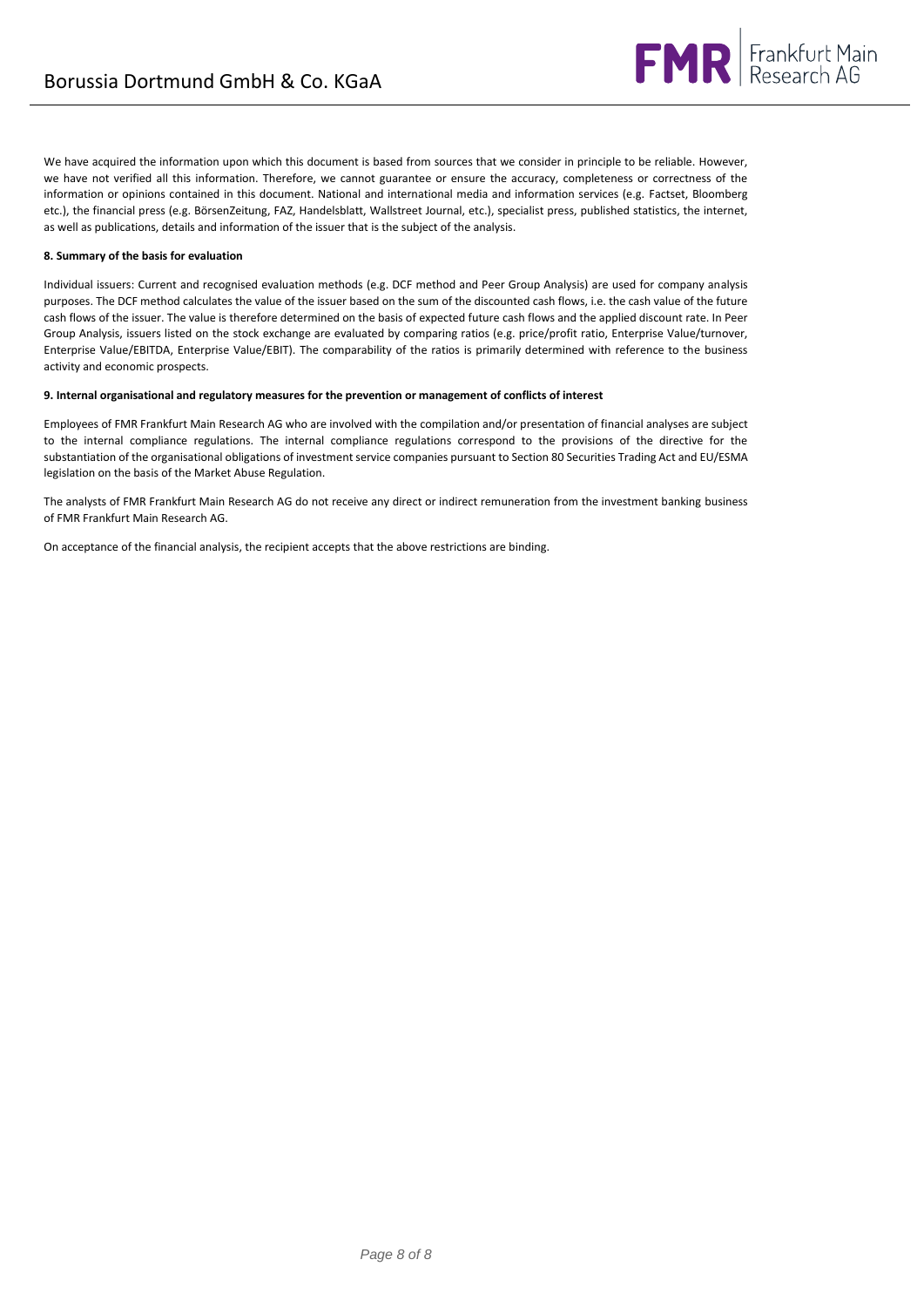We have acquired the information upon which this document is based from sources that we consider in principle to be reliable. However, we have not verified all this information. Therefore, we cannot guarantee or ensure the accuracy, completeness or correctness of the information or opinions contained in this document. National and international media and information services (e.g. Factset, Bloomberg etc.), the financial press (e.g. BörsenZeitung, FAZ, Handelsblatt, Wallstreet Journal, etc.), specialist press, published statistics, the internet, as well as publications, details and information of the issuer that is the subject of the analysis.

**8. Summary of the basis for evaluation**

Individual issuers: Current and recognised evaluation methods (e.g. DCF method and Peer Group Analysis) are used for company analysis purposes. The DCF method calculates the value of the issuer based on the sum of the discounted cash flows, i.e. the cash value of the future cash flows of the issuer. The value is therefore determined on the basis of expected future cash flows and the applied discount rate. In Peer Group Analysis, issuers listed on the stock exchange are evaluated by comparing ratios (e.g. price/profit ratio, Enterprise Value/turnover, Enterprise Value/EBITDA, Enterprise Value/EBIT). The comparability of the ratios is primarily determined with reference to the business activity and economic prospects.

**9. Internal organisational and regulatory measures for the prevention or management of conflicts of interest**

Employees of FMR Frankfurt Main Research AG who are involved with the compilation and/or presentation of financial analyses are subject to the internal compliance regulations. The internal compliance regulations correspond to the provisions of the directive for the substantiation of the organisational obligations of investment service companies pursuant to Section 80 Securities Trading Act and EU/ESMA legislation on the basis of the Market Abuse Regulation.

The analysts of FMR Frankfurt Main Research AG do not receive any direct or indirect remuneration from the investment banking business of FMR Frankfurt Main Research AG.

On acceptance of the financial analysis, the recipient accepts that the above restrictions are binding.